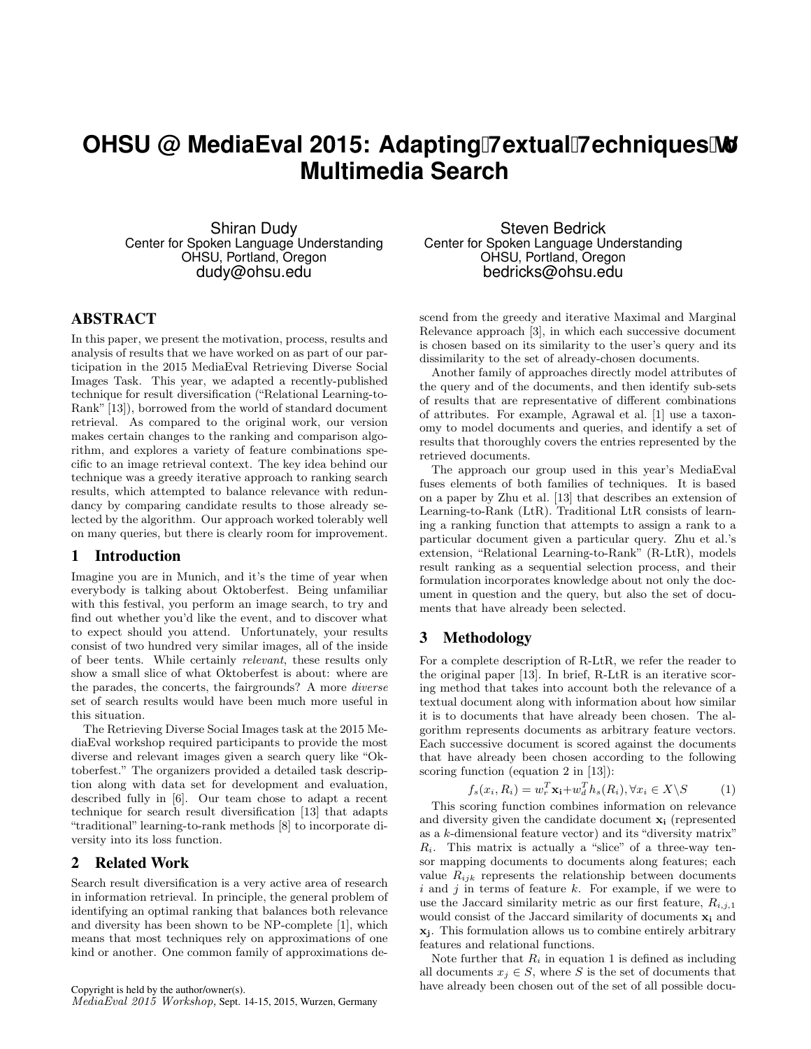# OHSU @ MediaEval 2015: Adapting Textual Techniques to Multimedia Search

Shiran Dudy
Center for Spoken Language Understanding
OHSU, Portland, Oregon
dudy@ohsu.edu

Steven Bedrick
Center for Spoken Language Understanding
OHSU, Portland, Oregon
bedricks@ohsu.edu

## ABSTRACT

In this paper, we present the motivation, process, results and analysis of results that we have worked on as part of our participation in the 2015 MediaEval Retrieving Diverse Social Images Task. This year, we adapted a recently-published technique for result diversification ("Relational Learning-to-Rank" [13]), borrowed from the world of standard document retrieval. As compared to the original work, our version makes certain changes to the ranking and comparison algorithm, and explores a variety of feature combinations specific to an image retrieval context. The key idea behind our technique was a greedy iterative approach to ranking search results, which attempted to balance relevance with redundancy by comparing candidate results to those already selected by the algorithm. Our approach worked tolerably well on many queries, but there is clearly room for improvement.

## 1 Introduction

Imagine you are in Munich, and it's the time of year when everybody is talking about Oktoberfest. Being unfamiliar with this festival, you perform an image search, to try and find out whether you'd like the event, and to discover what to expect should you attend. Unfortunately, your results consist of two hundred very similar images, all of the inside of beer tents. While certainly *relevant*, these results only show a small slice of what Oktoberfest is about: where are the parades, the concerts, the fairgrounds? A more *diverse* set of search results would have been much more useful in this situation.

The Retrieving Diverse Social Images task at the 2015 MediaEval workshop required participants to provide the most diverse and relevant images given a search query like "Oktoberfest." The organizers provided a detailed task description along with data set for development and evaluation, described fully in [6]. Our team chose to adapt a recent technique for search result diversification [13] that adapts "traditional" learning-to-rank methods [8] to incorporate diversity into its loss function.

## 2 Related Work

Search result diversification is a very active area of research in information retrieval. In principle, the general problem of identifying an optimal ranking that balances both relevance and diversity has been shown to be NP-complete [1], which means that most techniques rely on approximations of one kind or another. One common family of approximations descend from the greedy and iterative Maximal and Marginal Relevance approach [3], in which each successive document is chosen based on its similarity to the user's query and its dissimilarity to the set of already-chosen documents.

Another family of approaches directly model attributes of the query and of the documents, and then identify sub-sets of results that are representative of different combinations of attributes. For example, Agrawal et al. [1] use a taxonomy to model documents and queries, and identify a set of results that thoroughly covers the entries represented by the retrieved documents.

The approach our group used in this year's MediaEval fuses elements of both families of techniques. It is based on a paper by Zhu et al. [13] that describes an extension of Learning-to-Rank (LtR). Traditional LtR consists of learning a ranking function that attempts to assign a rank to a particular document given a particular query. Zhu et al.'s extension, "Relational Learning-to-Rank" (R-LtR), models result ranking as a sequential selection process, and their formulation incorporates knowledge about not only the document in question and the query, but also the set of documents that have already been selected.

## 3 Methodology

For a complete description of R-LtR, we refer the reader to the original paper [13]. In brief, R-LtR is an iterative scoring method that takes into account both the relevance of a textual document along with information about how similar it is to documents that have already been chosen. The algorithm represents documents as arbitrary feature vectors. Each successive document is scored against the documents that have already been chosen according to the following scoring function (equation 2 in [13]):

$$f_s(x_i, R_i) = w_r^T \mathbf{x_i} + w_d^T h_s(R_i), \forall x_i \in X \backslash S \tag{1}$$

This scoring function combines information on relevance and diversity given the candidate document $\mathbf{x_i}$ (represented as a $k$-dimensional feature vector) and its "diversity matrix" $R_i$. This matrix is actually a "slice" of a three-way tensor mapping documents to documents along features; each value $R_{ijk}$ represents the relationship between documents $i$ and $j$ in terms of feature $k$. For example, if we were to use the Jaccard similarity metric as our first feature, $R_{i,j,1}$ would consist of the Jaccard similarity of documents $\mathbf{x_i}$ and $\mathbf{x_j}$. This formulation allows us to combine entirely arbitrary features and relational functions.

Note further that $R_i$ in equation 1 is defined as including all documents $x_j \in S$, where $S$ is the set of documents that have already been chosen out of the set of all possible docu-

Copyright is held by the author/owner(s).
*MediaEval 2015 Workshop,* Sept. 14-15, 2015, Wurzen, Germany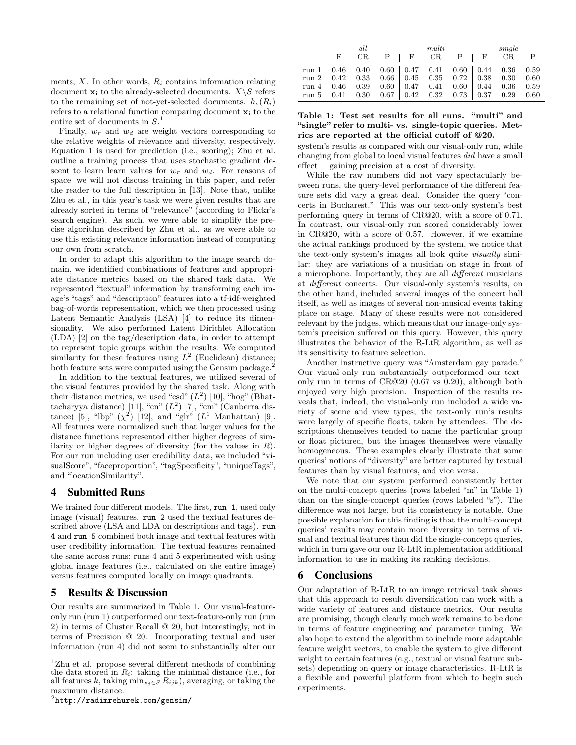ments, $X$. In other words, $R_i$ contains information relating document $\mathbf{x_i}$ to the already-selected documents. $X \backslash S$ refers to the remaining set of not-yet-selected documents. $h_s(R_i)$ refers to a relational function comparing document $\mathbf{x_i}$ to the entire set of documents in $S$.[1]

Finally, $w_r$ and $w_d$ are weight vectors corresponding to the relative weights of relevance and diversity, respectively. Equation 1 is used for prediction (i.e., scoring); Zhu et al. outline a training process that uses stochastic gradient descent to learn learn values for $w_r$ and $w_d$. For reasons of space, we will not discuss training in this paper, and refer the reader to the full description in [13]. Note that, unlike Zhu et al., in this year's task we were given results that are already sorted in terms of "relevance" (according to Flickr's search engine). As such, we were able to simplify the precise algorithm described by Zhu et al., as we were able to use this existing relevance information instead of computing our own from scratch.

In order to adapt this algorithm to the image search domain, we identified combinations of features and appropriate distance metrics based on the shared task data. We represented "textual" information by transforming each image's "tags" and "description" features into a tf-idf-weighted bag-of-words representation, which we then processed using Latent Semantic Analysis (LSA) [4] to reduce its dimensionality. We also performed Latent Dirichlet Allocation (LDA) [2] on the tag/description data, in order to attempt to represent topic groups within the results. We computed similarity for these features using $L^2$ (Euclidean) distance; both feature sets were computed using the Gensim package.[2]

In addition to the textual features, we utilized several of the visual features provided by the shared task. Along with their distance metrics, we used "csd" ($L^2$) [10], "hog" (Bhattacharyya distance) [11], "cn" ($L^2$) [7], "cm" (Canberra distance) [5], "lbp" ($\chi^2$) [12], and "glr" ($L^1$ Manhattan) [9]. All features were normalized such that larger values for the distance functions represented either higher degrees of similarity or higher degrees of diversity (for the values in $R$). For our run including user credibility data, we included "visualScore", "faceproportion", "tagSpecificity", "uniqueTags", and "locationSimilarity".

## 4 Submitted Runs

We trained four different models. The first, `run 1`, used only image (visual) features. `run 2` used the textual features described above (LSA and LDA on descriptions and tags). `run 4` and `run 5` combined both image and textual features with user credibility information. The textual features remained the same across runs; runs 4 and 5 experimented with using global image features (i.e., calculated on the entire image) versus features computed locally on image quadrants.

## 5 Results & Discussion

Our results are summarized in Table 1. Our visual-feature-only run (run 1) outperformed our text-feature-only run (run 2) in terms of Cluster Recall @ 20, but interestingly, not in terms of Precision @ 20. Incorporating textual and user information (run 4) did not seem to substantially alter our system's results as compared with our visual-only run, while changing from global to local visual features *did* have a small effect— gaining precision at a cost of diversity.

| | *all* | | | *multi* | | | *single* | | |
|---|---|---|---|---|---|---|---|---|---|
| | F | CR | P | F | CR | P | F | CR | P |
| run 1 | 0.46 | 0.40 | 0.60 | 0.47 | 0.41 | 0.60 | 0.44 | 0.36 | 0.59 |
| run 2 | 0.42 | 0.33 | 0.66 | 0.45 | 0.35 | 0.72 | 0.38 | 0.30 | 0.60 |
| run 4 | 0.46 | 0.39 | 0.60 | 0.47 | 0.41 | 0.60 | 0.44 | 0.36 | 0.59 |
| run 5 | 0.41 | 0.30 | 0.67 | 0.42 | 0.32 | 0.73 | 0.37 | 0.29 | 0.60 |

**Table 1: Test set results for all runs. "multi" and "single" refer to multi- vs. single-topic queries. Metrics are reported at the official cutoff of @20.**

While the raw numbers did not vary spectacularly between runs, the query-level performance of the different feature sets did vary a great deal. Consider the query "concerts in Bucharest." This was our text-only system's best performing query in terms of CR@20, with a score of 0.71. In contrast, our visual-only run scored considerably lower in CR@20, with a score of 0.57. However, if we examine the actual rankings produced by the system, we notice that the text-only system's images all look quite *visually* similar: they are variations of a musician on stage in front of a microphone. Importantly, they are all *different* musicians at *different* concerts. Our visual-only system's results, on the other hand, included several images of the concert hall itself, as well as images of several non-musical events taking place on stage. Many of these results were not considered relevant by the judges, which means that our image-only system's precision suffered on this query. However, this query illustrates the behavior of the R-LtR algorithm, as well as its sensitivity to feature selection.

Another instructive query was "Amsterdam gay parade." Our visual-only run substantially outperformed our text-only run in terms of CR@20 (0.67 vs 0.20), although both enjoyed very high precision. Inspection of the results reveals that, indeed, the visual-only run included a wide variety of scene and view types; the text-only run's results were largely of specific floats, taken by attendees. The descriptions themselves tended to name the particular group or float pictured, but the images themselves were visually homogeneous. These examples clearly illustrate that some queries' notions of "diversity" are better captured by textual features than by visual features, and vice versa.

We note that our system performed consistently better on the multi-concept queries (rows labeled "m" in Table 1) than on the single-concept queries (rows labeled "s"). The difference was not large, but its consistency is notable. One possible explanation for this finding is that the multi-concept queries' results may contain more diversity in terms of visual and textual features than did the single-concept queries, which in turn gave our our R-LtR implementation additional information to use in making its ranking decisions.

## 6 Conclusions

Our adaptation of R-LtR to an image retrieval task shows that this approach to result diversification can work with a wide variety of features and distance metrics. Our results are promising, though clearly much work remains to be done in terms of feature engineering and parameter tuning. We also hope to extend the algorithm to include more adaptable feature weight vectors, to enable the system to give different weight to certain features (e.g., textual or visual feature subsets) depending on query or image characteristics. R-LtR is a flexible and powerful platform from which to begin such experiments.

---

[1] Zhu et al. propose several different methods of combining the data stored in $R_i$: taking the minimal distance (i.e., for all features $k$, taking $\min_{x_j \in S} R_{ijk}$), averaging, or taking the maximum distance.

[2] http://radimrehurek.com/gensim/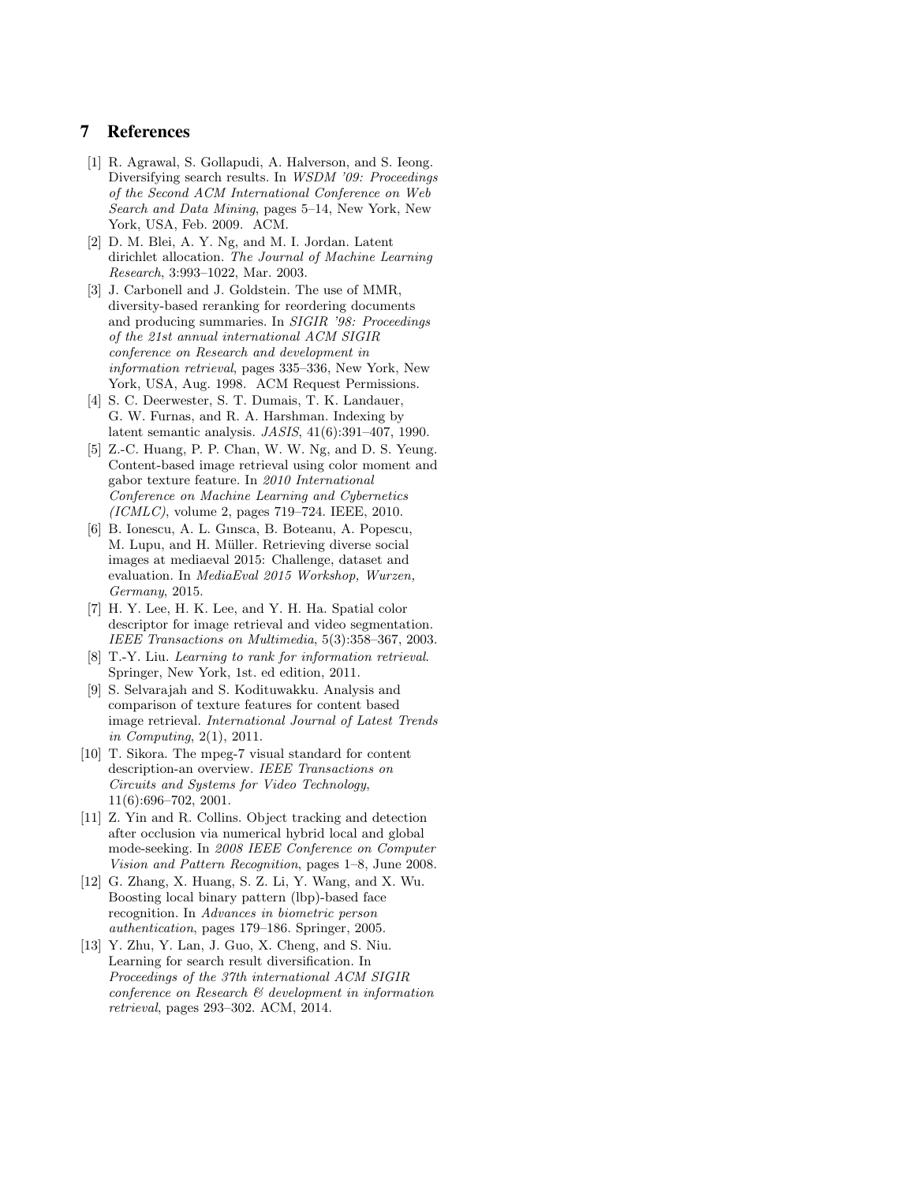## 7 References

[1] R. Agrawal, S. Gollapudi, A. Halverson, and S. Ieong. Diversifying search results. In *WSDM '09: Proceedings of the Second ACM International Conference on Web Search and Data Mining*, pages 5–14, New York, New York, USA, Feb. 2009. ACM.

[2] D. M. Blei, A. Y. Ng, and M. I. Jordan. Latent dirichlet allocation. *The Journal of Machine Learning Research*, 3:993–1022, Mar. 2003.

[3] J. Carbonell and J. Goldstein. The use of MMR, diversity-based reranking for reordering documents and producing summaries. In *SIGIR '98: Proceedings of the 21st annual international ACM SIGIR conference on Research and development in information retrieval*, pages 335–336, New York, New York, USA, Aug. 1998. ACM Request Permissions.

[4] S. C. Deerwester, S. T. Dumais, T. K. Landauer, G. W. Furnas, and R. A. Harshman. Indexing by latent semantic analysis. *JASIS*, 41(6):391–407, 1990.

[5] Z.-C. Huang, P. P. Chan, W. W. Ng, and D. S. Yeung. Content-based image retrieval using color moment and gabor texture feature. In *2010 International Conference on Machine Learning and Cybernetics (ICMLC)*, volume 2, pages 719–724. IEEE, 2010.

[6] B. Ionescu, A. L. Gınsca, B. Boteanu, A. Popescu, M. Lupu, and H. Müller. Retrieving diverse social images at mediaeval 2015: Challenge, dataset and evaluation. In *MediaEval 2015 Workshop, Wurzen, Germany*, 2015.

[7] H. Y. Lee, H. K. Lee, and Y. H. Ha. Spatial color descriptor for image retrieval and video segmentation. *IEEE Transactions on Multimedia*, 5(3):358–367, 2003.

[8] T.-Y. Liu. *Learning to rank for information retrieval*. Springer, New York, 1st. ed edition, 2011.

[9] S. Selvarajah and S. Kodituwakku. Analysis and comparison of texture features for content based image retrieval. *International Journal of Latest Trends in Computing*, 2(1), 2011.

[10] T. Sikora. The mpeg-7 visual standard for content description-an overview. *IEEE Transactions on Circuits and Systems for Video Technology*, 11(6):696–702, 2001.

[11] Z. Yin and R. Collins. Object tracking and detection after occlusion via numerical hybrid local and global mode-seeking. In *2008 IEEE Conference on Computer Vision and Pattern Recognition*, pages 1–8, June 2008.

[12] G. Zhang, X. Huang, S. Z. Li, Y. Wang, and X. Wu. Boosting local binary pattern (lbp)-based face recognition. In *Advances in biometric person authentication*, pages 179–186. Springer, 2005.

[13] Y. Zhu, Y. Lan, J. Guo, X. Cheng, and S. Niu. Learning for search result diversification. In *Proceedings of the 37th international ACM SIGIR conference on Research & development in information retrieval*, pages 293–302. ACM, 2014.